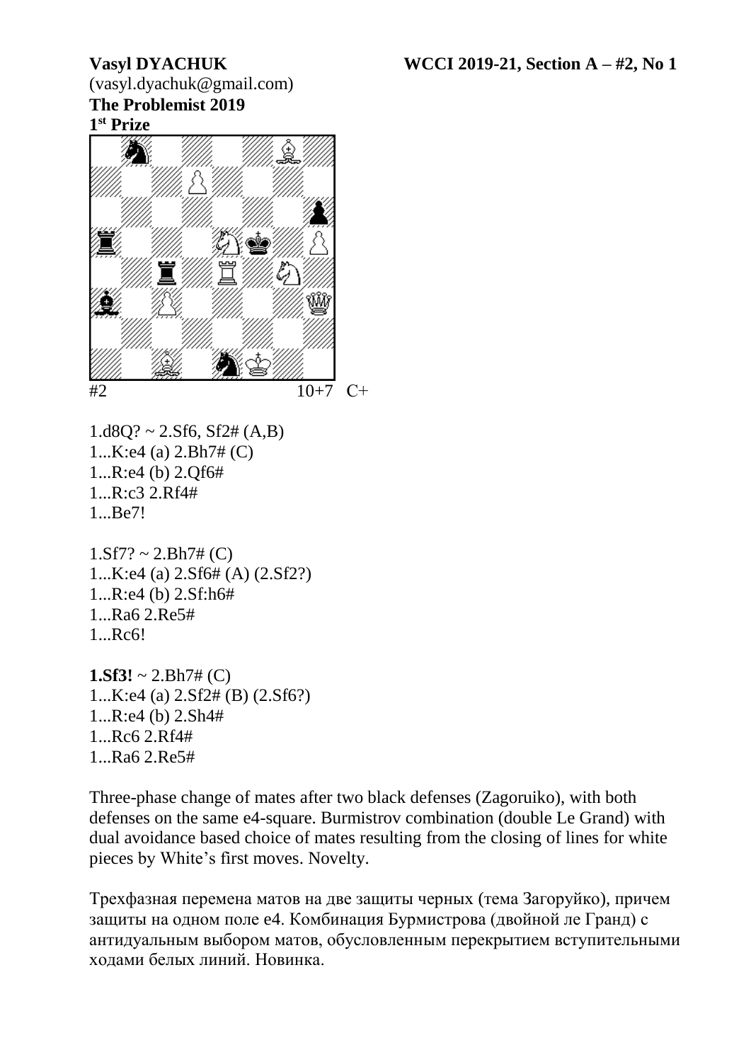**Vasyl DYACHUK** **WCCI 2019-21, Section A – #2, No 1**

(vasyl.dyachuk@gmail.com)

**The Problemist 2019**

**1st Prize**

#2 10+7 C+

1.d8Q? ~ 2.Sf6, Sf2# (A,B)
1...K:e4 (a) 2.Bh7# (C)
1...R:e4 (b) 2.Qf6#
1...R:c3 2.Rf4#
1...Be7!

1.Sf7? ~ 2.Bh7# (C)
1...K:e4 (a) 2.Sf6# (A) (2.Sf2?)
1...R:e4 (b) 2.Sf:h6#
1...Ra6 2.Re5#
1...Rc6!

**1.Sf3!** ~ 2.Bh7# (C)
1...K:e4 (a) 2.Sf2# (B) (2.Sf6?)
1...R:e4 (b) 2.Sh4#
1...Rc6 2.Rf4#
1...Ra6 2.Re5#

Three-phase change of mates after two black defenses (Zagoruiko), with both defenses on the same e4-square. Burmistrov combination (double Le Grand) with dual avoidance based choice of mates resulting from the closing of lines for white pieces by White's first moves. Novelty.

Трехфазная перемена матов на две защиты черных (тема Загоруйко), причем защиты на одном поле e4. Комбинация Бурмистрова (двойной ле Гранд) с антидуальным выбором матов, обусловленным перекрытием вступительными ходами белых линий. Новинка.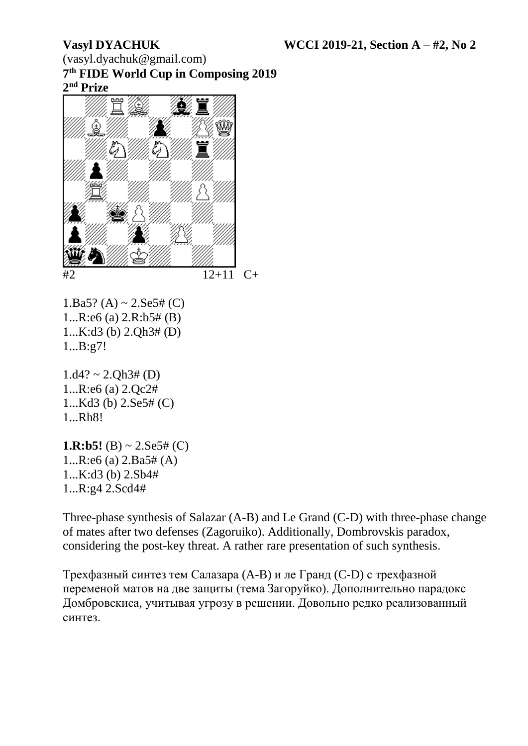**Vasyl DYACHUK** **WCCI 2019-21, Section A – #2, No 2**

(vasyl.dyachuk@gmail.com)

**7th FIDE World Cup in Composing 2019**

**2nd Prize**

#2 12+11 C+

1.Ba5? (A) ~ 2.Se5# (C)
1...R:e6 (a) 2.R:b5# (B)
1...K:d3 (b) 2.Qh3# (D)
1...B:g7!

1.d4? ~ 2.Qh3# (D)
1...R:e6 (a) 2.Qc2#
1...Kd3 (b) 2.Se5# (C)
1...Rh8!

**1.R:b5!** (B) ~ 2.Se5# (C)
1...R:e6 (a) 2.Ba5# (A)
1...K:d3 (b) 2.Sb4#
1...R:g4 2.Scd4#

Three-phase synthesis of Salazar (A-B) and Le Grand (C-D) with three-phase change of mates after two defenses (Zagoruiko). Additionally, Dombrovskis paradox, considering the post-key threat. A rather rare presentation of such synthesis.

Трехфазный синтез тем Салазара (A-B) и ле Гранд (C-D) с трехфазной переменой матов на две защиты (тема Загоруйко). Дополнительно парадокс Домбровскиса, учитывая угрозу в решении. Довольно редко реализованный синтез.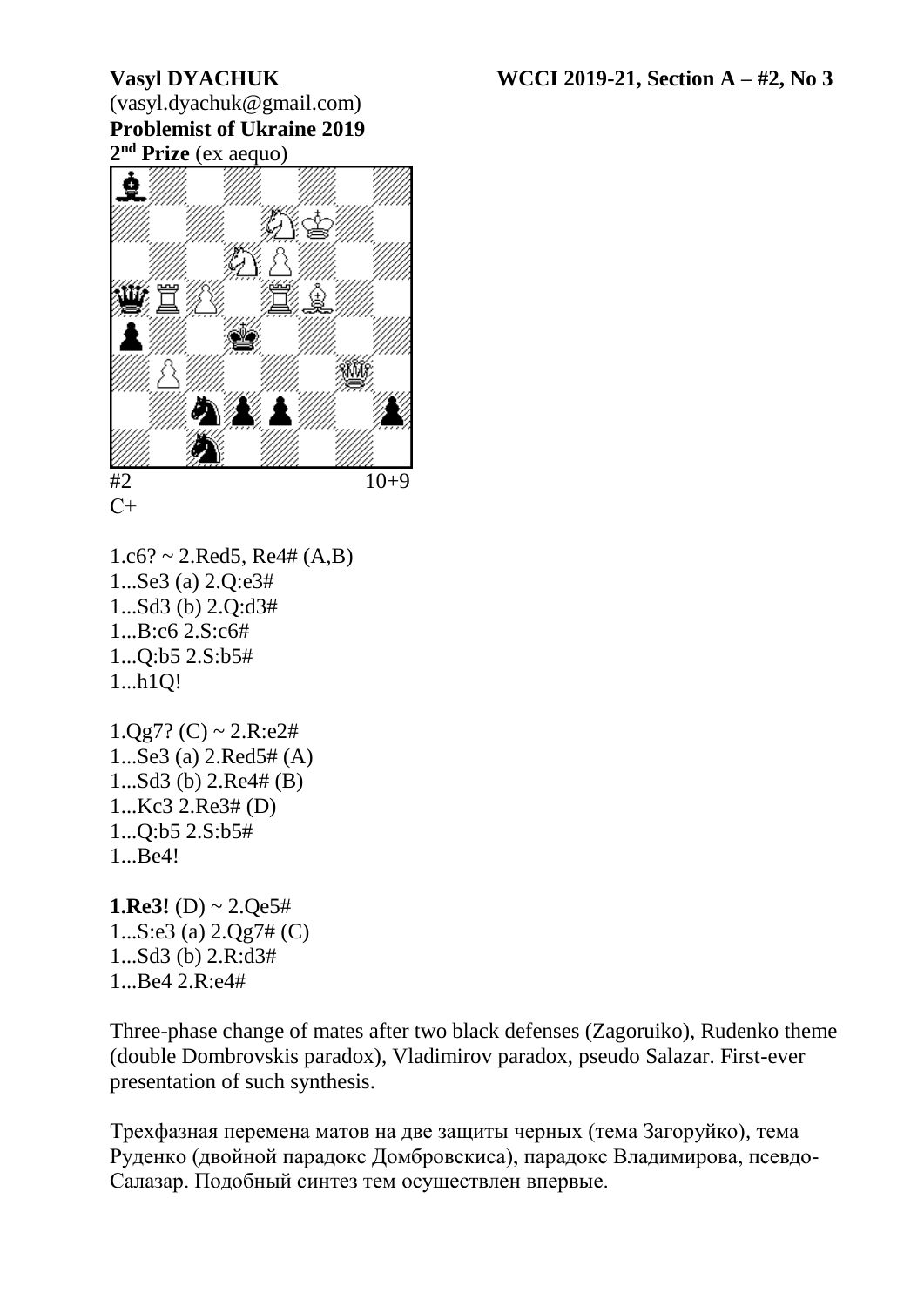**Vasyl DYACHUK** **WCCI 2019-21, Section A – #2, No 3**

(vasyl.dyachuk@gmail.com)

**Problemist of Ukraine 2019**

**2nd Prize** (ex aequo)

#2 10+9

C+

1.c6? ~ 2.Red5, Re4# (A,B)
1...Se3 (a) 2.Q:e3#
1...Sd3 (b) 2.Q:d3#
1...B:c6 2.S:c6#
1...Q:b5 2.S:b5#
1...h1Q!

1.Qg7? (C) ~ 2.R:e2#
1...Se3 (a) 2.Red5# (A)
1...Sd3 (b) 2.Re4# (B)
1...Kc3 2.Re3# (D)
1...Q:b5 2.S:b5#
1...Be4!

**1.Re3!** (D) ~ 2.Qe5#
1...S:e3 (a) 2.Qg7# (C)
1...Sd3 (b) 2.R:d3#
1...Be4 2.R:e4#

Three-phase change of mates after two black defenses (Zagoruiko), Rudenko theme (double Dombrovskis paradox), Vladimirov paradox, pseudo Salazar. First-ever presentation of such synthesis.

Трехфазная перемена матов на две защиты черных (тема Загоруйко), тема Руденко (двойной парадокс Домбровскиса), парадокс Владимирова, псевдо-Салазар. Подобный синтез тем осуществлен впервые.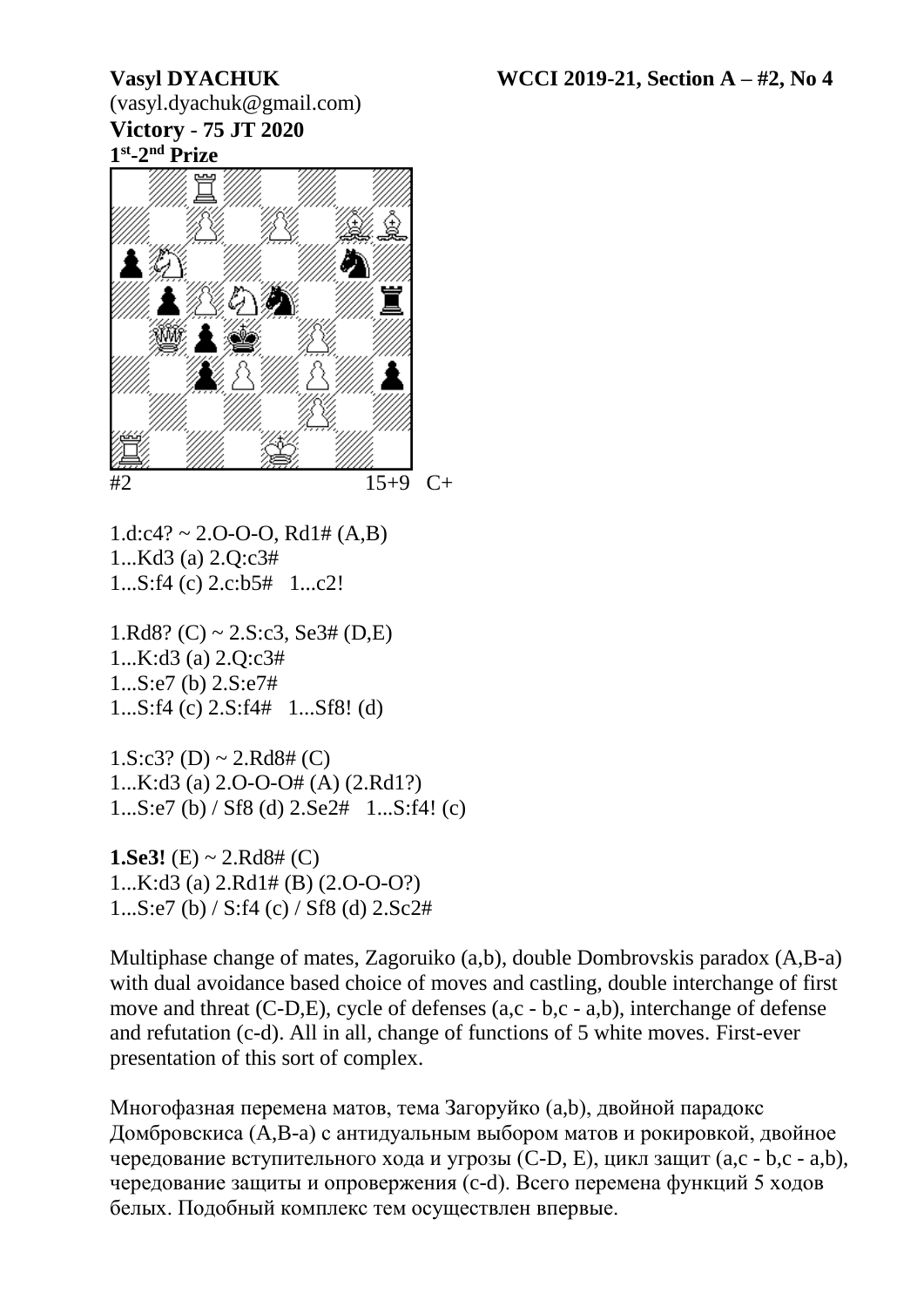**Vasyl DYACHUK** **WCCI 2019-21, Section A – #2, No 4**

(vasyl.dyachuk@gmail.com)

**Victory - 75 JT 2020**

**1st-2nd Prize**

#2 15+9 C+

1.d:c4? ~ 2.O-O-O, Rd1# (A,B)
1...Kd3 (a) 2.Q:c3#
1...S:f4 (c) 2.c:b5# 1...c2!

1.Rd8? (C) ~ 2.S:c3, Se3# (D,E)
1...K:d3 (a) 2.Q:c3#
1...S:e7 (b) 2.S:e7#
1...S:f4 (c) 2.S:f4# 1...Sf8! (d)

1.S:c3? (D) ~ 2.Rd8# (C)
1...K:d3 (a) 2.O-O-O# (A) (2.Rd1?)
1...S:e7 (b) / Sf8 (d) 2.Se2# 1...S:f4! (c)

**1.Se3!** (E) ~ 2.Rd8# (C)
1...K:d3 (a) 2.Rd1# (B) (2.O-O-O?)
1...S:e7 (b) / S:f4 (c) / Sf8 (d) 2.Sc2#

Multiphase change of mates, Zagoruiko (a,b), double Dombrovskis paradox (A,B-a) with dual avoidance based choice of moves and castling, double interchange of first move and threat (C-D,E), cycle of defenses (a,c - b,c - a,b), interchange of defense and refutation (c-d). All in all, change of functions of 5 white moves. First-ever presentation of this sort of complex.

Многофазная перемена матов, тема Загоруйко (a,b), двойной парадокс Домбровскиса (A,B-a) с антидуальным выбором матов и рокировкой, двойное чередование вступительного хода и угрозы (C-D, E), цикл защит (a,c - b,c - a,b), чередование защиты и опровержения (c-d). Всего перемена функций 5 ходов белых. Подобный комплекс тем осуществлен впервые.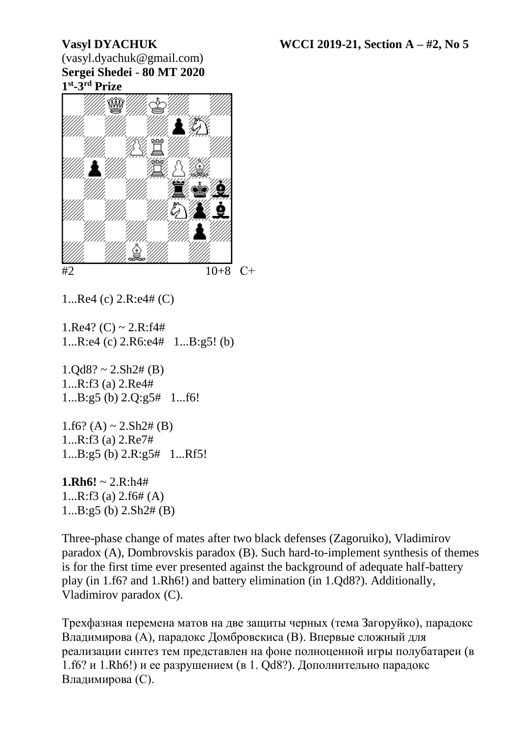**Vasyl DYACHUK** **WCCI 2019-21, Section A – #2, No 5**

(vasyl.dyachuk@gmail.com)

**Sergei Shedei - 80 MT 2020**

**1st-3rd Prize**

#2 10+8 C+

1...Re4 (c) 2.R:e4# (C)

1.Re4? (C) ~ 2.R:f4#
1...R:e4 (c) 2.R6:e4# 1...B:g5! (b)

1.Qd8? ~ 2.Sh2# (B)
1...R:f3 (a) 2.Re4#
1...B:g5 (b) 2.Q:g5# 1...f6!

1.f6? (A) ~ 2.Sh2# (B)
1...R:f3 (a) 2.Re7#
1...B:g5 (b) 2.R:g5# 1...Rf5!

**1.Rh6!** ~ 2.R:h4#
1...R:f3 (a) 2.f6# (A)
1...B:g5 (b) 2.Sh2# (B)

Three-phase change of mates after two black defenses (Zagoruiko), Vladimirov paradox (A), Dombrovskis paradox (B). Such hard-to-implement synthesis of themes is for the first time ever presented against the background of adequate half-battery play (in 1.f6? and 1.Rh6!) and battery elimination (in 1.Qd8?). Additionally, Vladimirov paradox (C).

Трехфазная перемена матов на две защиты черных (тема Загоруйко), парадокс Владимирова (A), парадокс Домбровскиса (B). Впервые сложный для реализации синтез тем представлен на фоне полноценной игры полубатареи (в 1.f6? и 1.Rh6!) и ее разрушением (в 1. Qd8?). Дополнительно парадокс Владимирова (C).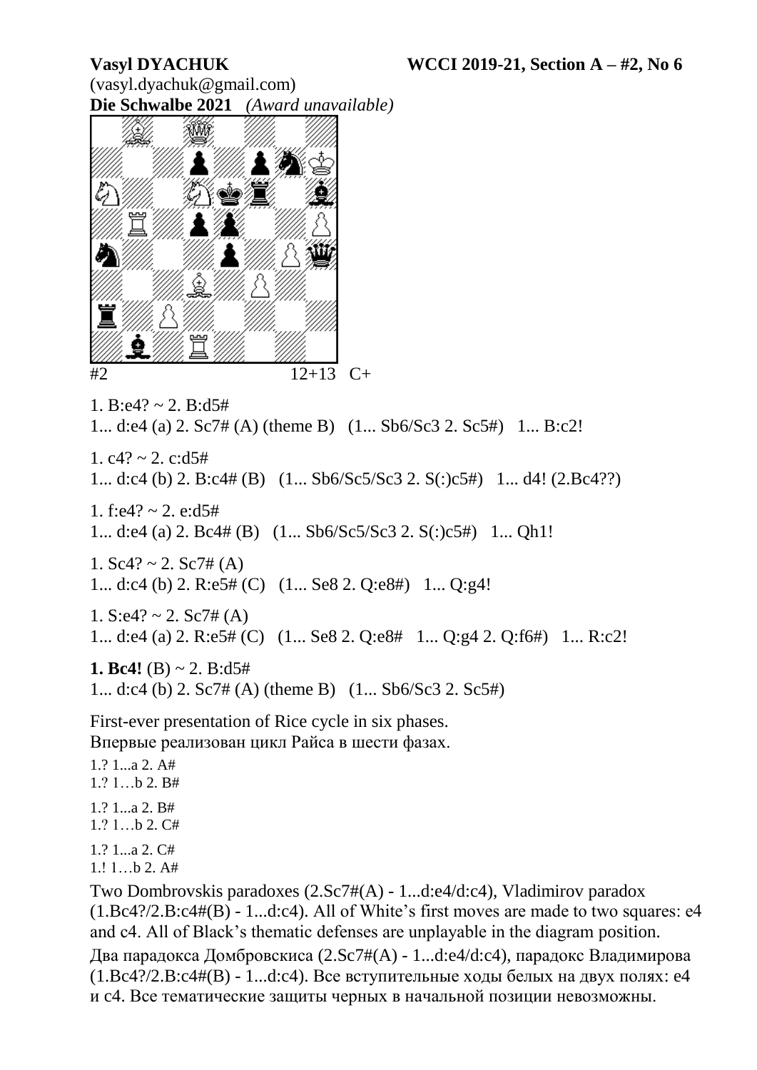**Vasyl DYACHUK** **WCCI 2019-21, Section A – #2, No 6**

(vasyl.dyachuk@gmail.com)

**Die Schwalbe 2021** *(Award unavailable)*

#2 12+13 C+

1. B:e4? ~ 2. B:d5#

1... d:e4 (a) 2. Sc7# (A) (theme B) (1... Sb6/Sc3 2. Sc5#) 1... B:c2!

1. c4? ~ 2. c:d5#

1... d:c4 (b) 2. B:c4# (B) (1... Sb6/Sc5/Sc3 2. S(:)c5#) 1... d4! (2.Bc4??)

1. f:e4? ~ 2. e:d5#

1... d:e4 (a) 2. Bc4# (B) (1... Sb6/Sc5/Sc3 2. S(:)c5#) 1... Qh1!

1. Sc4? ~ 2. Sc7# (A)

1... d:c4 (b) 2. R:e5# (C) (1... Se8 2. Q:e8#) 1... Q:g4!

1. S:e4? ~ 2. Sc7# (A)

1... d:e4 (a) 2. R:e5# (C) (1... Se8 2. Q:e8# 1... Q:g4 2. Q:f6#) 1... R:c2!

**1. Bc4!** (B) ~ 2. B:d5#

1... d:c4 (b) 2. Sc7# (A) (theme B) (1... Sb6/Sc3 2. Sc5#)

First-ever presentation of Rice cycle in six phases.

Впервые реализован цикл Райса в шести фазах.

1.? 1...a 2. A#
1.? 1…b 2. B#

1.? 1...a 2. B#
1.? 1…b 2. C#

1.? 1...a 2. C#
1.! 1…b 2. A#

Two Dombrovskis paradoxes (2.Sc7#(A) - 1...d:e4/d:c4), Vladimirov paradox (1.Bc4?/2.B:c4#(B) - 1...d:c4). All of White's first moves are made to two squares: e4 and c4. All of Black's thematic defenses are unplayable in the diagram position.

Два парадокса Домбровскиса (2.Sc7#(A) - 1...d:e4/d:c4), парадокс Владимирова (1.Bc4?/2.B:c4#(B) - 1...d:c4). Все вступительные ходы белых на двух полях: e4 и c4. Все тематические защиты черных в начальной позиции невозможны.